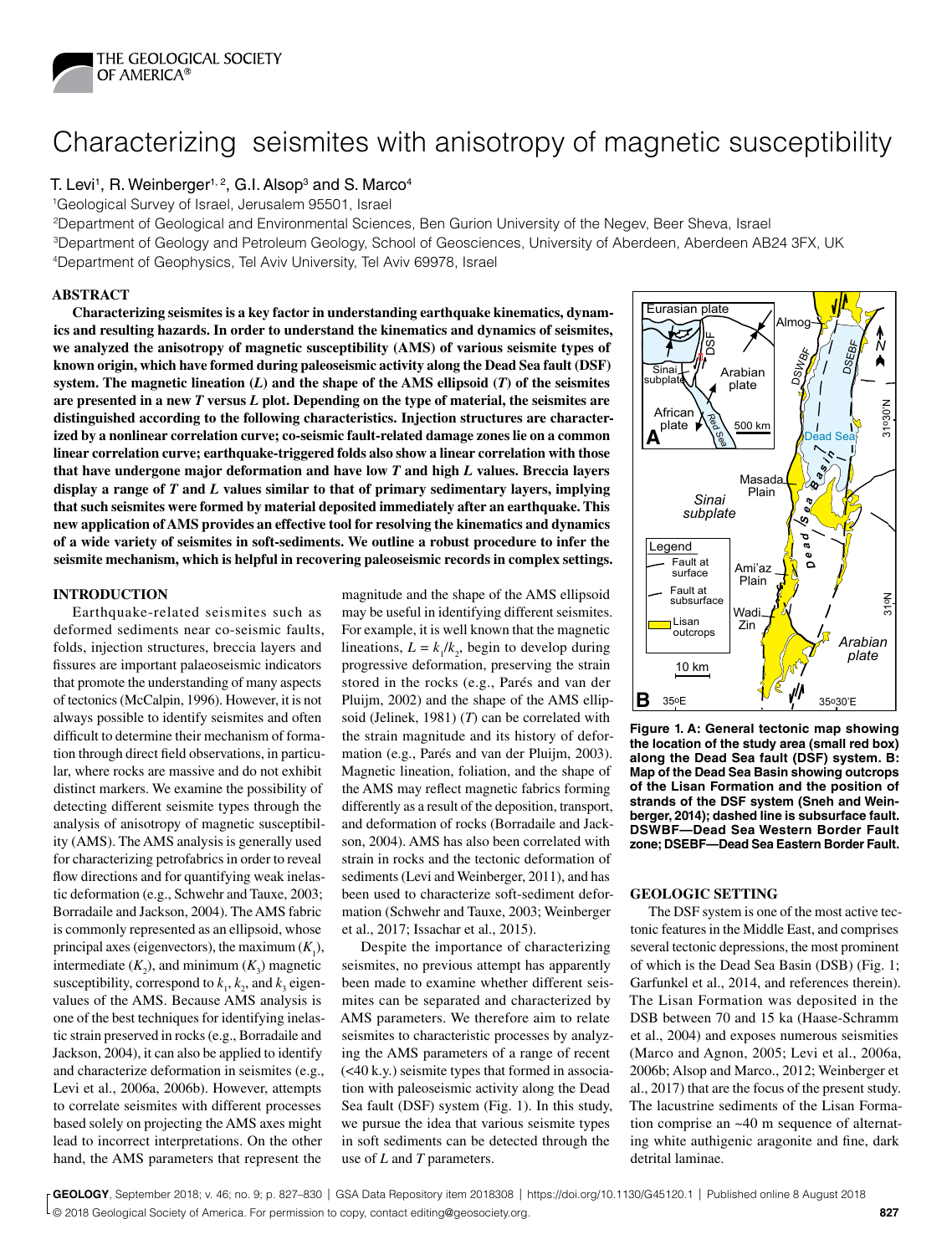# Characterizing seismites with anisotropy of magnetic susceptibility

T. Levi[1], R. Weinberger[1, 2], G.I. Alsop[3] and S. Marco[4]

[1]Geological Survey of Israel, Jerusalem 95501, Israel
[2]Department of Geological and Environmental Sciences, Ben Gurion University of the Negev, Beer Sheva, Israel
[3]Department of Geology and Petroleum Geology, School of Geosciences, University of Aberdeen, Aberdeen AB24 3FX, UK
[4]Department of Geophysics, Tel Aviv University, Tel Aviv 69978, Israel

## ABSTRACT

**Characterizing seismites is a key factor in understanding earthquake kinematics, dynamics and resulting hazards. In order to understand the kinematics and dynamics of seismites, we analyzed the anisotropy of magnetic susceptibility (AMS) of various seismite types of known origin, which have formed during paleoseismic activity along the Dead Sea fault (DSF) system. The magnetic lineation (*L*) and the shape of the AMS ellipsoid (*T*) of the seismites are presented in a new *T* versus *L* plot. Depending on the type of material, the seismites are distinguished according to the following characteristics. Injection structures are characterized by a nonlinear correlation curve; co-seismic fault-related damage zones lie on a common linear correlation curve; earthquake-triggered folds also show a linear correlation with those that have undergone major deformation and have low *T* and high *L* values. Breccia layers display a range of *T* and *L* values similar to that of primary sedimentary layers, implying that such seismites were formed by material deposited immediately after an earthquake. This new application of AMS provides an effective tool for resolving the kinematics and dynamics of a wide variety of seismites in soft-sediments. We outline a robust procedure to infer the seismite mechanism, which is helpful in recovering paleoseismic records in complex settings.**

## INTRODUCTION

Earthquake-related seismites such as deformed sediments near co-seismic faults, folds, injection structures, breccia layers and fissures are important palaeoseismic indicators that promote the understanding of many aspects of tectonics (McCalpin, 1996). However, it is not always possible to identify seismites and often difficult to determine their mechanism of formation through direct field observations, in particular, where rocks are massive and do not exhibit distinct markers. We examine the possibility of detecting different seismite types through the analysis of anisotropy of magnetic susceptibility (AMS). The AMS analysis is generally used for characterizing petrofabrics in order to reveal flow directions and for quantifying weak inelastic deformation (e.g., Schwehr and Tauxe, 2003; Borradaile and Jackson, 2004). The AMS fabric is commonly represented as an ellipsoid, whose principal axes (eigenvectors), the maximum ($K_1$), intermediate ($K_2$), and minimum ($K_3$) magnetic susceptibility, correspond to $k_1$, $k_2$, and $k_3$ eigenvalues of the AMS. Because AMS analysis is one of the best techniques for identifying inelastic strain preserved in rocks (e.g., Borradaile and Jackson, 2004), it can also be applied to identify and characterize deformation in seismites (e.g., Levi et al., 2006a, 2006b). However, attempts to correlate seismites with different processes based solely on projecting the AMS axes might lead to incorrect interpretations. On the other hand, the AMS parameters that represent the magnitude and the shape of the AMS ellipsoid may be useful in identifying different seismites. For example, it is well known that the magnetic lineations, $L = k_1/k_2$, begin to develop during progressive deformation, preserving the strain stored in the rocks (e.g., Parés and van der Pluijm, 2002) and the shape of the AMS ellipsoid (Jelinek, 1981) ($T$) can be correlated with the strain magnitude and its history of deformation (e.g., Parés and van der Pluijm, 2003). Magnetic lineation, foliation, and the shape of the AMS may reflect magnetic fabrics forming differently as a result of the deposition, transport, and deformation of rocks (Borradaile and Jackson, 2004). AMS has also been correlated with strain in rocks and the tectonic deformation of sediments (Levi and Weinberger, 2011), and has been used to characterize soft-sediment deformation (Schwehr and Tauxe, 2003; Weinberger et al., 2017; Issachar et al., 2015).

Despite the importance of characterizing seismites, no previous attempt has apparently been made to examine whether different seismites can be separated and characterized by AMS parameters. We therefore aim to relate seismites to characteristic processes by analyzing the AMS parameters of a range of recent (<40 k.y.) seismite types that formed in association with paleoseismic activity along the Dead Sea fault (DSF) system (Fig. 1). In this study, we pursue the idea that various seismite types in soft sediments can be detected through the use of $L$ and $T$ parameters.

**Figure 1. A: General tectonic map showing the location of the study area (small red box) along the Dead Sea fault (DSF) system. B: Map of the Dead Sea Basin showing outcrops of the Lisan Formation and the position of strands of the DSF system (Sneh and Weinberger, 2014); dashed line is subsurface fault. DSWBF—Dead Sea Western Border Fault zone; DSEBF—Dead Sea Eastern Border Fault.**

## GEOLOGIC SETTING

The DSF system is one of the most active tectonic features in the Middle East, and comprises several tectonic depressions, the most prominent of which is the Dead Sea Basin (DSB) (Fig. 1; Garfunkel et al., 2014, and references therein). The Lisan Formation was deposited in the DSB between 70 and 15 ka (Haase-Schramm et al., 2004) and exposes numerous seismites (Marco and Agnon, 2005; Levi et al., 2006a, 2006b; Alsop and Marco., 2012; Weinberger et al., 2017) that are the focus of the present study. The lacustrine sediments of the Lisan Formation comprise an ~40 m sequence of alternating white authigenic aragonite and fine, dark detrital laminae.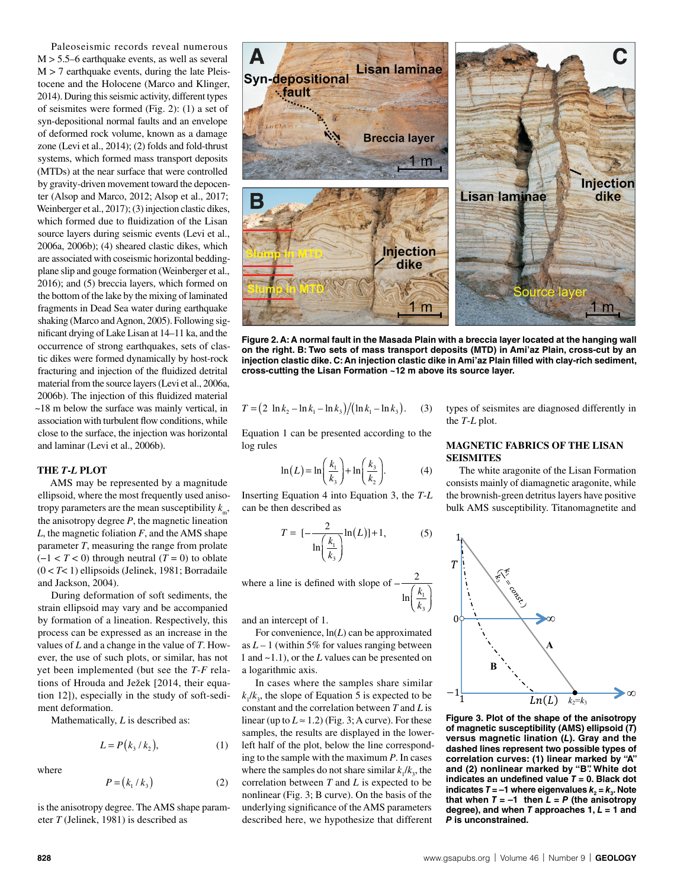Paleoseismic records reveal numerous M > 5.5–6 earthquake events, as well as several M > 7 earthquake events, during the late Pleistocene and the Holocene (Marco and Klinger, 2014). During this seismic activity, different types of seismites were formed (Fig. 2): (1) a set of syn-depositional normal faults and an envelope of deformed rock volume, known as a damage zone (Levi et al., 2014); (2) folds and fold-thrust systems, which formed mass transport deposits (MTDs) at the near surface that were controlled by gravity-driven movement toward the depocenter (Alsop and Marco, 2012; Alsop et al., 2017; Weinberger et al., 2017); (3) injection clastic dikes, which formed due to fluidization of the Lisan source layers during seismic events (Levi et al., 2006a, 2006b); (4) sheared clastic dikes, which are associated with coseismic horizontal bedding-plane slip and gouge formation (Weinberger et al., 2016); and (5) breccia layers, which formed on the bottom of the lake by the mixing of laminated fragments in Dead Sea water during earthquake shaking (Marco and Agnon, 2005). Following significant drying of Lake Lisan at 14–11 ka, and the occurrence of strong earthquakes, sets of clastic dikes were formed dynamically by host-rock fracturing and injection of the fluidized detrital material from the source layers (Levi et al., 2006a, 2006b). The injection of this fluidized material ~18 m below the surface was mainly vertical, in association with turbulent flow conditions, while close to the surface, the injection was horizontal and laminar (Levi et al., 2006b).

Figure 2. A: A normal fault in the Masada Plain with a breccia layer located at the hanging wall on the right. B: Two sets of mass transport deposits (MTD) in Ami'az Plain, cross-cut by an injection clastic dike. C: An injection clastic dike in Ami'az Plain filled with clay-rich sediment, cross-cutting the Lisan Formation ~12 m above its source layer.

## THE *T-L* PLOT

AMS may be represented by a magnitude ellipsoid, where the most frequently used anisotropy parameters are the mean susceptibility $k_m$, the anisotropy degree $P$, the magnetic lineation $L$, the magnetic foliation $F$, and the AMS shape parameter $T$, measuring the range from prolate ($-1 < T < 0$) through neutral ($T = 0$) to oblate ($0 < T < 1$) ellipsoids (Jelinek, 1981; Borradaile and Jackson, 2004).

During deformation of soft sediments, the strain ellipsoid may vary and be accompanied by formation of a lineation. Respectively, this process can be expressed as an increase in the values of $L$ and a change in the value of $T$. However, the use of such plots, or similar, has not yet been implemented (but see the $T$-$F$ relations of Hrouda and Ježek [2014, their equation 12]), especially in the study of soft-sediment deformation.

Mathematically, $L$ is described as:

$$L = P(k_3 / k_2), \tag{1}$$

where

$$P = (k_1 / k_3) \tag{2}$$

is the anisotropy degree. The AMS shape parameter $T$ (Jelinek, 1981) is described as

$$T = (2\ \ln k_2 - \ln k_1 - \ln k_3)/(\ln k_1 - \ln k_3). \tag{3}$$

Equation 1 can be presented according to the log rules

$$\ln(L) = \ln\left(\frac{k_1}{k_3}\right) + \ln\left(\frac{k_3}{k_2}\right). \tag{4}$$

Inserting Equation 4 into Equation 3, the $T$-$L$ can be then described as

$$T = \left[-\frac{2}{\ln\left(\frac{k_1}{k_3}\right)}\ln(L)\right] + 1, \tag{5}$$

where a line is defined with slope of $-\frac{2}{\ln\left(\frac{k_1}{k_3}\right)}$ and an intercept of 1.

For convenience, $\ln(L)$ can be approximated as $L - 1$ (within 5% for values ranging between 1 and ~1.1), or the $L$ values can be presented on a logarithmic axis.

In cases where the samples share similar $k_1/k_3$, the slope of Equation 5 is expected to be constant and the correlation between $T$ and $L$ is linear (up to $L \approx 1.2$) (Fig. 3; A curve). For these samples, the results are displayed in the lower-left half of the plot, below the line corresponding to the sample with the maximum $P$. In cases where the samples do not share similar $k_1/k_3$, the correlation between $T$ and $L$ is expected to be nonlinear (Fig. 3; B curve). On the basis of the underlying significance of the AMS parameters described here, we hypothesize that different types of seismites are diagnosed differently in the $T$-$L$ plot.

## MAGNETIC FABRICS OF THE LISAN SEISMITES

The white aragonite of the Lisan Formation consists mainly of diamagnetic aragonite, while the brownish-green detritus layers have positive bulk AMS susceptibility. Titanomagnetite and

**Figure 3. Plot of the shape of the anisotropy of magnetic susceptibility (AMS) ellipsoid ($T$) versus magnetic lination ($L$). Gray and the dashed lines represent two possible types of correlation curves: (1) linear marked by "A" and (2) nonlinear marked by "B". White dot indicates an undefined value $T = 0$. Black dot indicates $T = -1$ where eigenvalues $k_2 = k_3$. Note that when $T = -1$ then $L = P$ (the anisotropy degree), and when $T$ approaches 1, $L = 1$ and $P$ is unconstrained.**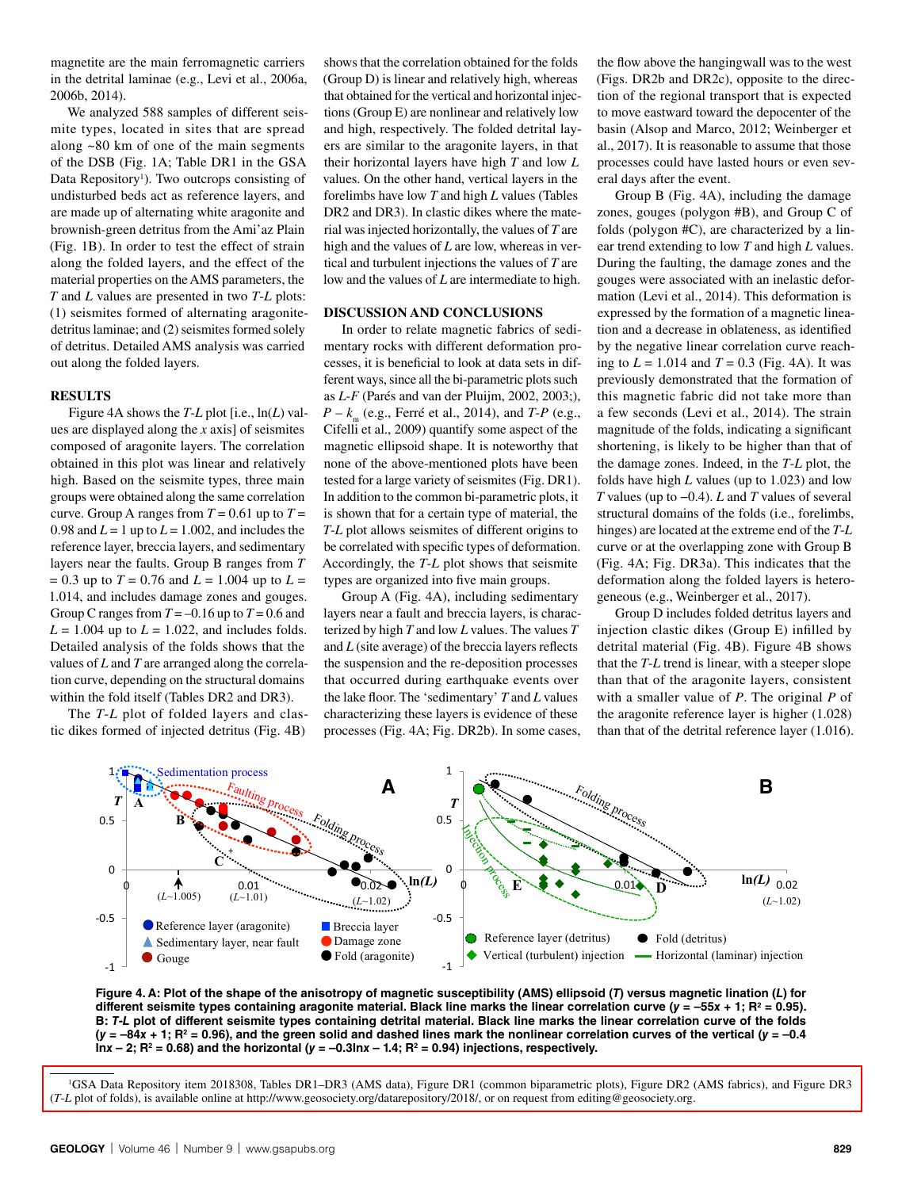magnetite are the main ferromagnetic carriers in the detrital laminae (e.g., Levi et al., 2006a, 2006b, 2014).

We analyzed 588 samples of different seismite types, located in sites that are spread along ~80 km of one of the main segments of the DSB (Fig. 1A; Table DR1 in the GSA Data Repository[1]). Two outcrops consisting of undisturbed beds act as reference layers, and are made up of alternating white aragonite and brownish-green detritus from the Ami'az Plain (Fig. 1B). In order to test the effect of strain along the folded layers, and the effect of the material properties on the AMS parameters, the *T* and *L* values are presented in two *T-L* plots: (1) seismites formed of alternating aragonite-detritus laminae; and (2) seismites formed solely of detritus. Detailed AMS analysis was carried out along the folded layers.

## RESULTS

Figure 4A shows the *T-L* plot [i.e., ln(*L*) values are displayed along the *x* axis] of seismites composed of aragonite layers. The correlation obtained in this plot was linear and relatively high. Based on the seismite types, three main groups were obtained along the same correlation curve. Group A ranges from $T = 0.61$ up to $T = 0.98$ and $L = 1$ up to $L = 1.002$, and includes the reference layer, breccia layers, and sedimentary layers near the faults. Group B ranges from $T = 0.3$ up to $T = 0.76$ and $L = 1.004$ up to $L = 1.014$, and includes damage zones and gouges. Group C ranges from $T = -0.16$ up to $T = 0.6$ and $L = 1.004$ up to $L = 1.022$, and includes folds. Detailed analysis of the folds shows that the values of *L* and *T* are arranged along the correlation curve, depending on the structural domains within the fold itself (Tables DR2 and DR3).

The *T-L* plot of folded layers and clastic dikes formed of injected detritus (Fig. 4B) shows that the correlation obtained for the folds (Group D) is linear and relatively high, whereas that obtained for the vertical and horizontal injections (Group E) are nonlinear and relatively low and high, respectively. The folded detrital layers are similar to the aragonite layers, in that their horizontal layers have high *T* and low *L* values. On the other hand, vertical layers in the forelimbs have low *T* and high *L* values (Tables DR2 and DR3). In clastic dikes where the material was injected horizontally, the values of *T* are high and the values of *L* are low, whereas in vertical and turbulent injections the values of *T* are low and the values of *L* are intermediate to high.

## DISCUSSION AND CONCLUSIONS

In order to relate magnetic fabrics of sedimentary rocks with different deformation processes, it is beneficial to look at data sets in different ways, since all the bi-parametric plots such as *L-F* (Parés and van der Pluijm, 2002, 2003;), $P - k_m$ (e.g., Ferré et al., 2014), and *T-P* (e.g., Cifelli et al., 2009) quantify some aspect of the magnetic ellipsoid shape. It is noteworthy that none of the above-mentioned plots have been tested for a large variety of seismites (Fig. DR1). In addition to the common bi-parametric plots, it is shown that for a certain type of material, the *T-L* plot allows seismites of different origins to be correlated with specific types of deformation. Accordingly, the *T-L* plot shows that seismite types are organized into five main groups.

Group A (Fig. 4A), including sedimentary layers near a fault and breccia layers, is characterized by high *T* and low *L* values. The values *T* and *L* (site average) of the breccia layers reflects the suspension and the re-deposition processes that occurred during earthquake events over the lake floor. The 'sedimentary' *T* and *L* values characterizing these layers is evidence of these processes (Fig. 4A; Fig. DR2b). In some cases, the flow above the hangingwall was to the west (Figs. DR2b and DR2c), opposite to the direction of the regional transport that is expected to move eastward toward the depocenter of the basin (Alsop and Marco, 2012; Weinberger et al., 2017). It is reasonable to assume that those processes could have lasted hours or even several days after the event.

Group B (Fig. 4A), including the damage zones, gouges (polygon #B), and Group C of folds (polygon #C), are characterized by a linear trend extending to low *T* and high *L* values. During the faulting, the damage zones and the gouges were associated with an inelastic deformation (Levi et al., 2014). This deformation is expressed by the formation of a magnetic lineation and a decrease in oblateness, as identified by the negative linear correlation curve reaching to $L = 1.014$ and $T = 0.3$ (Fig. 4A). It was previously demonstrated that the formation of this magnetic fabric did not take more than a few seconds (Levi et al., 2014). The strain magnitude of the folds, indicating a significant shortening, is likely to be higher than that of the damage zones. Indeed, in the *T-L* plot, the folds have high *L* values (up to 1.023) and low *T* values (up to −0.4). *L* and *T* values of several structural domains of the folds (i.e., forelimbs, hinges) are located at the extreme end of the *T-L* curve or at the overlapping zone with Group B (Fig. 4A; Fig. DR3a). This indicates that the deformation along the folded layers is heterogeneous (e.g., Weinberger et al., 2017).

Group D includes folded detritus layers and injection clastic dikes (Group E) infilled by detrital material (Fig. 4B). Figure 4B shows that the *T-L* trend is linear, with a steeper slope than that of the aragonite layers, consistent with a smaller value of *P*. The original *P* of the aragonite reference layer is higher (1.028) than that of the detrital reference layer (1.016).

**Figure 4. A: Plot of the shape of the anisotropy of magnetic susceptibility (AMS) ellipsoid (*T*) versus magnetic lination (*L*) for different seismite types containing aragonite material. Black line marks the linear correlation curve ($y = -55x + 1$; $R^2 = 0.95$). B: *T-L* plot of different seismite types containing detrital material. Black line marks the linear correlation curve of the folds ($y = -84x + 1$; $R^2 = 0.96$), and the green solid and dashed lines mark the nonlinear correlation curves of the vertical ($y = -0.4 \ln x - 2$; $R^2 = 0.68$) and the horizontal ($y = -0.3 \ln x - 1.4$; $R^2 = 0.94$) injections, respectively.**

[1]GSA Data Repository item 2018308, Tables DR1–DR3 (AMS data), Figure DR1 (common biparametric plots), Figure DR2 (AMS fabrics), and Figure DR3 (*T-L* plot of folds), is available online at http://www.geosociety.org/datarepository/2018/, or on request from editing@geosociety.org.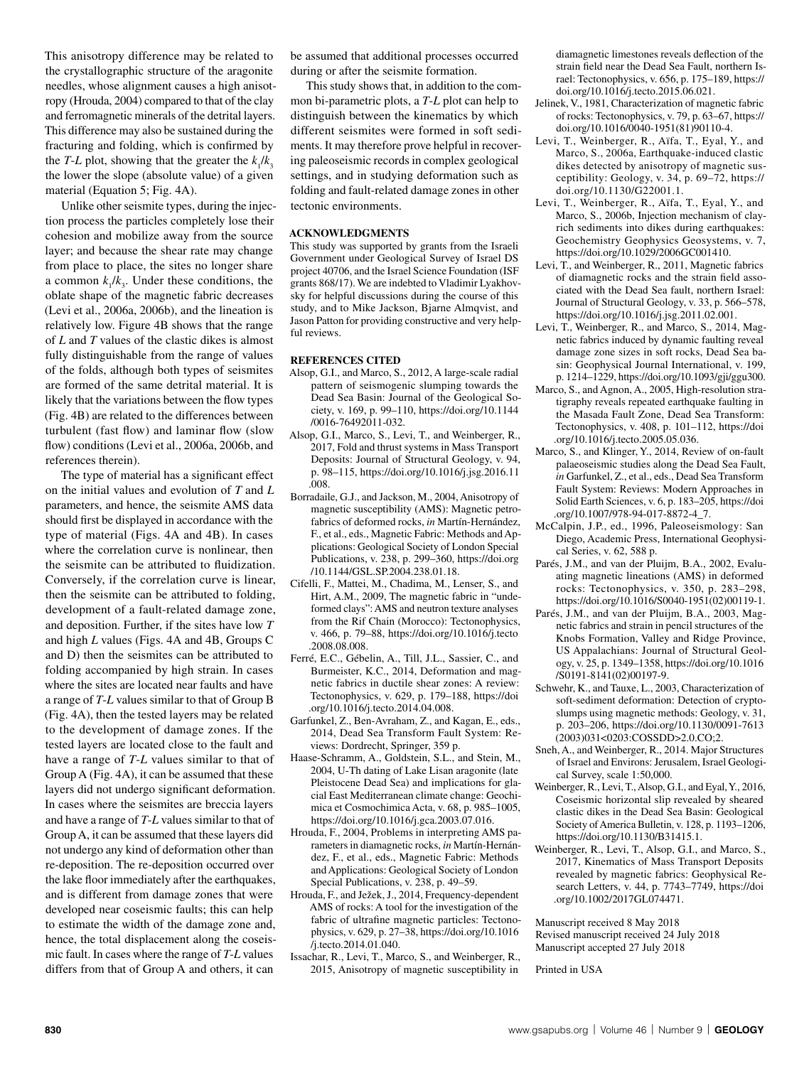This anisotropy difference may be related to the crystallographic structure of the aragonite needles, whose alignment causes a high anisotropy (Hrouda, 2004) compared to that of the clay and ferromagnetic minerals of the detrital layers. This difference may also be sustained during the fracturing and folding, which is confirmed by the *T-L* plot, showing that the greater the $k_1/k_3$ the lower the slope (absolute value) of a given material (Equation 5; Fig. 4A).

Unlike other seismite types, during the injection process the particles completely lose their cohesion and mobilize away from the source layer; and because the shear rate may change from place to place, the sites no longer share a common $k_1/k_3$. Under these conditions, the oblate shape of the magnetic fabric decreases (Levi et al., 2006a, 2006b), and the lineation is relatively low. Figure 4B shows that the range of *L* and *T* values of the clastic dikes is almost fully distinguishable from the range of values of the folds, although both types of seismites are formed of the same detrital material. It is likely that the variations between the flow types (Fig. 4B) are related to the differences between turbulent (fast flow) and laminar flow (slow flow) conditions (Levi et al., 2006a, 2006b, and references therein).

The type of material has a significant effect on the initial values and evolution of *T* and *L* parameters, and hence, the seismite AMS data should first be displayed in accordance with the type of material (Figs. 4A and 4B). In cases where the correlation curve is nonlinear, then the seismite can be attributed to fluidization. Conversely, if the correlation curve is linear, then the seismite can be attributed to folding, development of a fault-related damage zone, and deposition. Further, if the sites have low *T* and high *L* values (Figs. 4A and 4B, Groups C and D) then the seismites can be attributed to folding accompanied by high strain. In cases where the sites are located near faults and have a range of *T-L* values similar to that of Group B (Fig. 4A), then the tested layers may be related to the development of damage zones. If the tested layers are located close to the fault and have a range of *T-L* values similar to that of Group A (Fig. 4A), it can be assumed that these layers did not undergo significant deformation. In cases where the seismites are breccia layers and have a range of *T-L* values similar to that of Group A, it can be assumed that these layers did not undergo any kind of deformation other than re-deposition. The re-deposition occurred over the lake floor immediately after the earthquakes, and is different from damage zones that were developed near coseismic faults; this can help to estimate the width of the damage zone and, hence, the total displacement along the coseismic fault. In cases where the range of *T-L* values differs from that of Group A and others, it can be assumed that additional processes occurred during or after the seismite formation.

This study shows that, in addition to the common bi-parametric plots, a *T-L* plot can help to distinguish between the kinematics by which different seismites were formed in soft sediments. It may therefore prove helpful in recovering paleoseismic records in complex geological settings, and in studying deformation such as folding and fault-related damage zones in other tectonic environments.

## ACKNOWLEDGMENTS

This study was supported by grants from the Israeli Government under Geological Survey of Israel DS project 40706, and the Israel Science Foundation (ISF grants 868/17). We are indebted to Vladimir Lyakhovsky for helpful discussions during the course of this study, and to Mike Jackson, Bjarne Almqvist, and Jason Patton for providing constructive and very helpful reviews.

## REFERENCES CITED

Alsop, G.I., and Marco, S., 2012, A large-scale radial pattern of seismogenic slumping towards the Dead Sea Basin: Journal of the Geological Society, v. 169, p. 99–110, https://doi.org/10.1144/0016-76492011-032.

Alsop, G.I., Marco, S., Levi, T., and Weinberger, R., 2017, Fold and thrust systems in Mass Transport Deposits: Journal of Structural Geology, v. 94, p. 98–115, https://doi.org/10.1016/j.jsg.2016.11.008.

Borradaile, G.J., and Jackson, M., 2004, Anisotropy of magnetic susceptibility (AMS): Magnetic petrofabrics of deformed rocks, *in* Martín-Hernández, F., et al., eds., Magnetic Fabric: Methods and Applications: Geological Society of London Special Publications, v. 238, p. 299–360, https://doi.org/10.1144/GSL.SP.2004.238.01.18.

Cifelli, F., Mattei, M., Chadima, M., Lenser, S., and Hirt, A.M., 2009, The magnetic fabric in "undeformed clays": AMS and neutron texture analyses from the Rif Chain (Morocco): Tectonophysics, v. 466, p. 79–88, https://doi.org/10.1016/j.tecto.2008.08.008.

Ferré, E.C., Gébelin, A., Till, J.L., Sassier, C., and Burmeister, K.C., 2014, Deformation and magnetic fabrics in ductile shear zones: A review: Tectonophysics, v. 629, p. 179–188, https://doi.org/10.1016/j.tecto.2014.04.008.

Garfunkel, Z., Ben-Avraham, Z., and Kagan, E., eds., 2014, Dead Sea Transform Fault System: Reviews: Dordrecht, Springer, 359 p.

Haase-Schramm, A., Goldstein, S.L., and Stein, M., 2004, U-Th dating of Lake Lisan aragonite (late Pleistocene Dead Sea) and implications for glacial East Mediterranean climate change: Geochimica et Cosmochimica Acta, v. 68, p. 985–1005, https://doi.org/10.1016/j.gca.2003.07.016.

Hrouda, F., 2004, Problems in interpreting AMS parameters in diamagnetic rocks, *in* Martín-Hernández, F., et al., eds., Magnetic Fabric: Methods and Applications: Geological Society of London Special Publications, v. 238, p. 49–59.

Hrouda, F., and Ježek, J., 2014, Frequency-dependent AMS of rocks: A tool for the investigation of the fabric of ultrafine magnetic particles: Tectonophysics, v. 629, p. 27–38, https://doi.org/10.1016/j.tecto.2014.01.040.

Issachar, R., Levi, T., Marco, S., and Weinberger, R., 2015, Anisotropy of magnetic susceptibility in diamagnetic limestones reveals deflection of the strain field near the Dead Sea Fault, northern Israel: Tectonophysics, v. 656, p. 175–189, https://doi.org/10.1016/j.tecto.2015.06.021.

Jelinek, V., 1981, Characterization of magnetic fabric of rocks: Tectonophysics, v. 79, p. 63–67, https://doi.org/10.1016/0040-1951(81)90110-4.

Levi, T., Weinberger, R., Aïfa, T., Eyal, Y., and Marco, S., 2006a, Earthquake-induced clastic dikes detected by anisotropy of magnetic susceptibility: Geology, v. 34, p. 69–72, https://doi.org/10.1130/G22001.1.

Levi, T., Weinberger, R., Aïfa, T., Eyal, Y., and Marco, S., 2006b, Injection mechanism of clay-rich sediments into dikes during earthquakes: Geochemistry Geophysics Geosystems, v. 7, https://doi.org/10.1029/2006GC001410.

Levi, T., and Weinberger, R., 2011, Magnetic fabrics of diamagnetic rocks and the strain field associated with the Dead Sea fault, northern Israel: Journal of Structural Geology, v. 33, p. 566–578, https://doi.org/10.1016/j.jsg.2011.02.001.

Levi, T., Weinberger, R., and Marco, S., 2014, Magnetic fabrics induced by dynamic faulting reveal damage zone sizes in soft rocks, Dead Sea basin: Geophysical Journal International, v. 199, p. 1214–1229, https://doi.org/10.1093/gji/ggu300.

Marco, S., and Agnon, A., 2005, High-resolution stratigraphy reveals repeated earthquake faulting in the Masada Fault Zone, Dead Sea Transform: Tectonophysics, v. 408, p. 101–112, https://doi.org/10.1016/j.tecto.2005.05.036.

Marco, S., and Klinger, Y., 2014, Review of on-fault palaeoseismic studies along the Dead Sea Fault, *in* Garfunkel, Z., et al., eds., Dead Sea Transform Fault System: Reviews: Modern Approaches in Solid Earth Sciences, v. 6, p. 183–205, https://doi.org/10.1007/978-94-017-8872-4_7.

McCalpin, J.P., ed., 1996, Paleoseismology: San Diego, Academic Press, International Geophysical Series, v. 62, 588 p.

Parés, J.M., and van der Pluijm, B.A., 2002, Evaluating magnetic lineations (AMS) in deformed rocks: Tectonophysics, v. 350, p. 283–298, https://doi.org/10.1016/S0040-1951(02)00119-1.

Parés, J.M., and van der Pluijm, B.A., 2003, Magnetic fabrics and strain in pencil structures of the Knobs Formation, Valley and Ridge Province, US Appalachians: Journal of Structural Geology, v. 25, p. 1349–1358, https://doi.org/10.1016/S0191-8141(02)00197-9.

Schwehr, K., and Tauxe, L., 2003, Characterization of soft-sediment deformation: Detection of cryptoslumps using magnetic methods: Geology, v. 31, p. 203–206, https://doi.org/10.1130/0091-7613(2003)031<0203:COSSDD>2.0.CO;2.

Sneh, A., and Weinberger, R., 2014. Major Structures of Israel and Environs: Jerusalem, Israel Geological Survey, scale 1:50,000.

Weinberger, R., Levi, T., Alsop, G.I., and Eyal, Y., 2016, Coseismic horizontal slip revealed by sheared clastic dikes in the Dead Sea Basin: Geological Society of America Bulletin, v. 128, p. 1193–1206, https://doi.org/10.1130/B31415.1.

Weinberger, R., Levi, T., Alsop, G.I., and Marco, S., 2017, Kinematics of Mass Transport Deposits revealed by magnetic fabrics: Geophysical Research Letters, v. 44, p. 7743–7749, https://doi.org/10.1002/2017GL074471.

Manuscript received 8 May 2018
Revised manuscript received 24 July 2018
Manuscript accepted 27 July 2018

Printed in USA